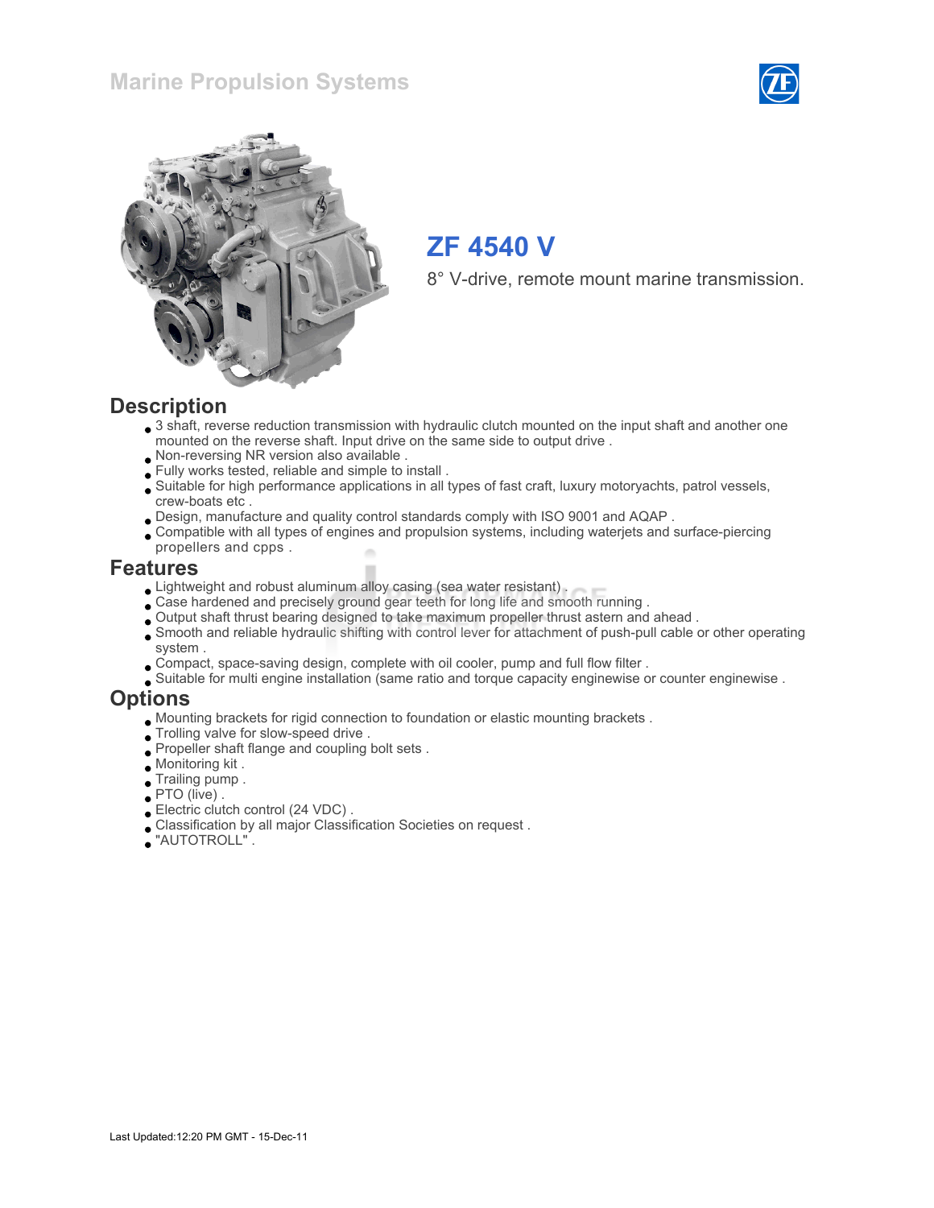Marine Propulsion Systems

# ZF 4540 V

8° V-drive, remote mount marine transmission.

## Description

- 3 shaft, reverse reduction transmission with hydraulic clutch mounted on the input shaft and another one mounted on the reverse shaft. Input drive on the same side to output drive .
- Non-reversing NR version also available .
- Fully works tested, reliable and simple to install .
- Suitable for high performance applications in all types of fast craft, luxury motoryachts, patrol vessels, crew-boats etc .
- Design, manufacture and quality control standards comply with ISO 9001 and AQAP .
- Compatible with all types of engines and propulsion systems, including waterjets and surface-piercing propellers and cpps .

## Features

- Lightweight and robust aluminum alloy casing (sea water resistant) .
- Case hardened and precisely ground gear teeth for long life and smooth running .
- Output shaft thrust bearing designed to take maximum propeller thrust astern and ahead .
- Smooth and reliable hydraulic shifting with control lever for attachment of push-pull cable or other operating system .
- Compact, space-saving design, complete with oil cooler, pump and full flow filter .
- Suitable for multi engine installation (same ratio and torque capacity enginewise or counter enginewise .

## Options

- Mounting brackets for rigid connection to foundation or elastic mounting brackets .
- Trolling valve for slow-speed drive .
- Propeller shaft flange and coupling bolt sets .
- Monitoring kit .
- Trailing pump .
- PTO (live) .
- Electric clutch control (24 VDC) .
- Classification by all major Classification Societies on request .
- "AUTOTROLL" .

Last Updated:12:20 PM GMT - 15-Dec-11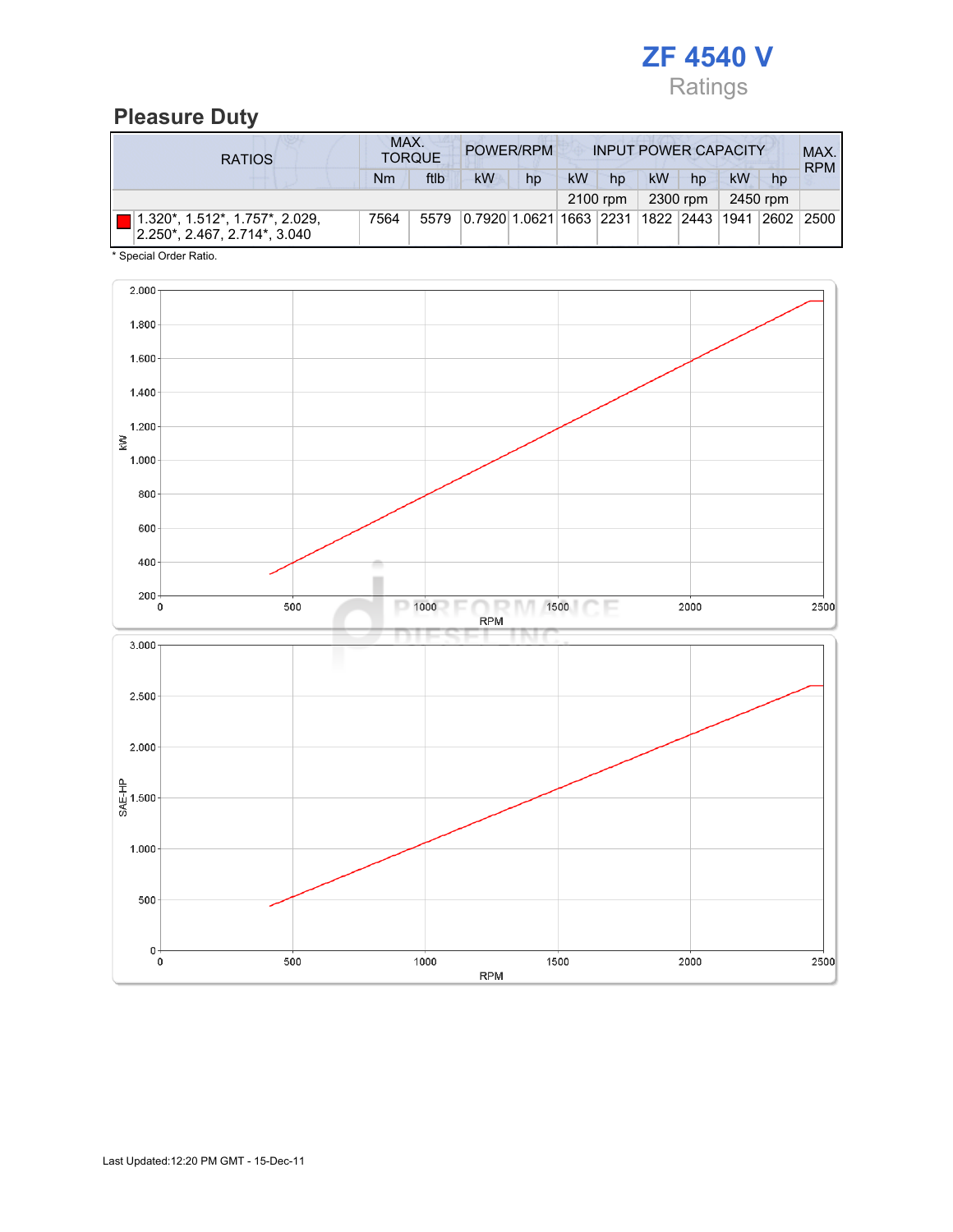# ZF 4540 V

Ratings

## Pleasure Duty

| RATIOS | MAX. TORQUE | | POWER/RPM | | INPUT POWER CAPACITY | | | | | | MAX. RPM |
|---|---|---|---|---|---|---|---|---|---|---|---|
| | Nm | ftlb | kW | hp | kW | hp | kW | hp | kW | hp | |
| | | | | | 2100 rpm | | 2300 rpm | | 2450 rpm | | |
| 1.320*, 1.512*, 1.757*, 2.029, 2.250*, 2.467, 2.714*, 3.040 | 7564 | 5579 | 0.7920 | 1.0621 | 1663 | 2231 | 1822 | 2443 | 1941 | 2602 | 2500 |

* Special Order Ratio.

Last Updated:12:20 PM GMT - 15-Dec-11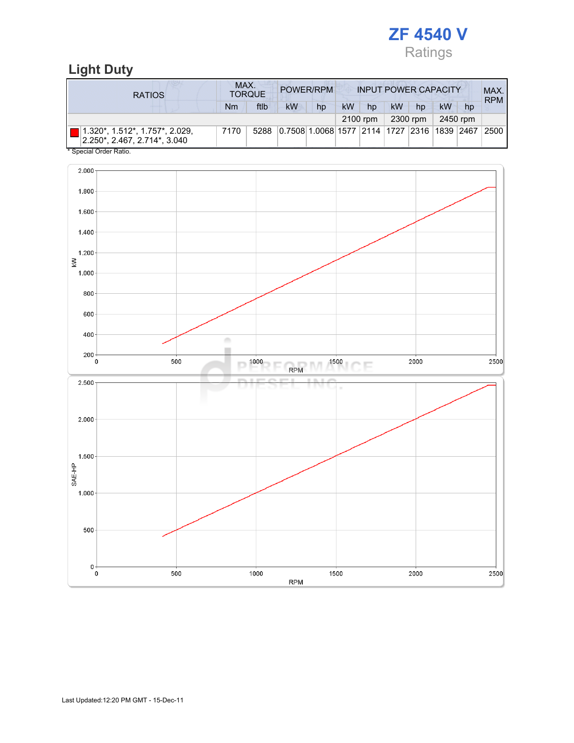# ZF 4540 V

Ratings

## Light Duty

| RATIOS | MAX. TORQUE | | POWER/RPM | | INPUT POWER CAPACITY | | | | | | MAX. RPM |
|---|---|---|---|---|---|---|---|---|---|---|---|
| | Nm | ftlb | kW | hp | kW | hp | kW | hp | kW | hp | |
| | | | | | 2100 rpm | | 2300 rpm | | 2450 rpm | | |
| 1.320*, 1.512*, 1.757*, 2.029, 2.250*, 2.467, 2.714*, 3.040 | 7170 | 5288 | 0.7508 | 1.0068 | 1577 | 2114 | 1727 | 2316 | 1839 | 2467 | 2500 |

* Special Order Ratio.

Last Updated:12:20 PM GMT - 15-Dec-11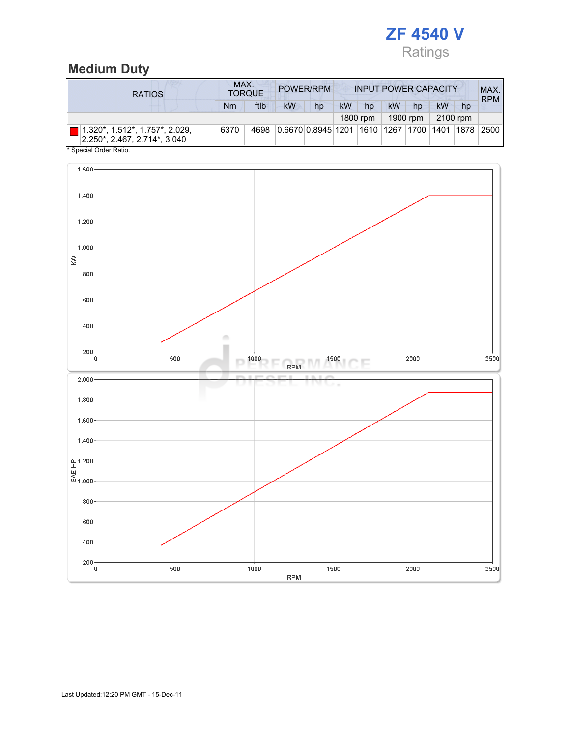# ZF 4540 V

Ratings

## Medium Duty

| RATIOS | MAX. TORQUE | | POWER/RPM | | INPUT POWER CAPACITY | | | | | | MAX. RPM |
|---|---|---|---|---|---|---|---|---|---|---|---|
| | Nm | ftlb | kW | hp | kW | hp | kW | hp | kW | hp | |
| | | | | | 1800 rpm | | 1900 rpm | | 2100 rpm | | |
| 1.320*, 1.512*, 1.757*, 2.029, 2.250*, 2.467, 2.714*, 3.040 | 6370 | 4698 | 0.6670 | 0.8945 | 1201 | 1610 | 1267 | 1700 | 1401 | 1878 | 2500 |

* Special Order Ratio.

Last Updated:12:20 PM GMT - 15-Dec-11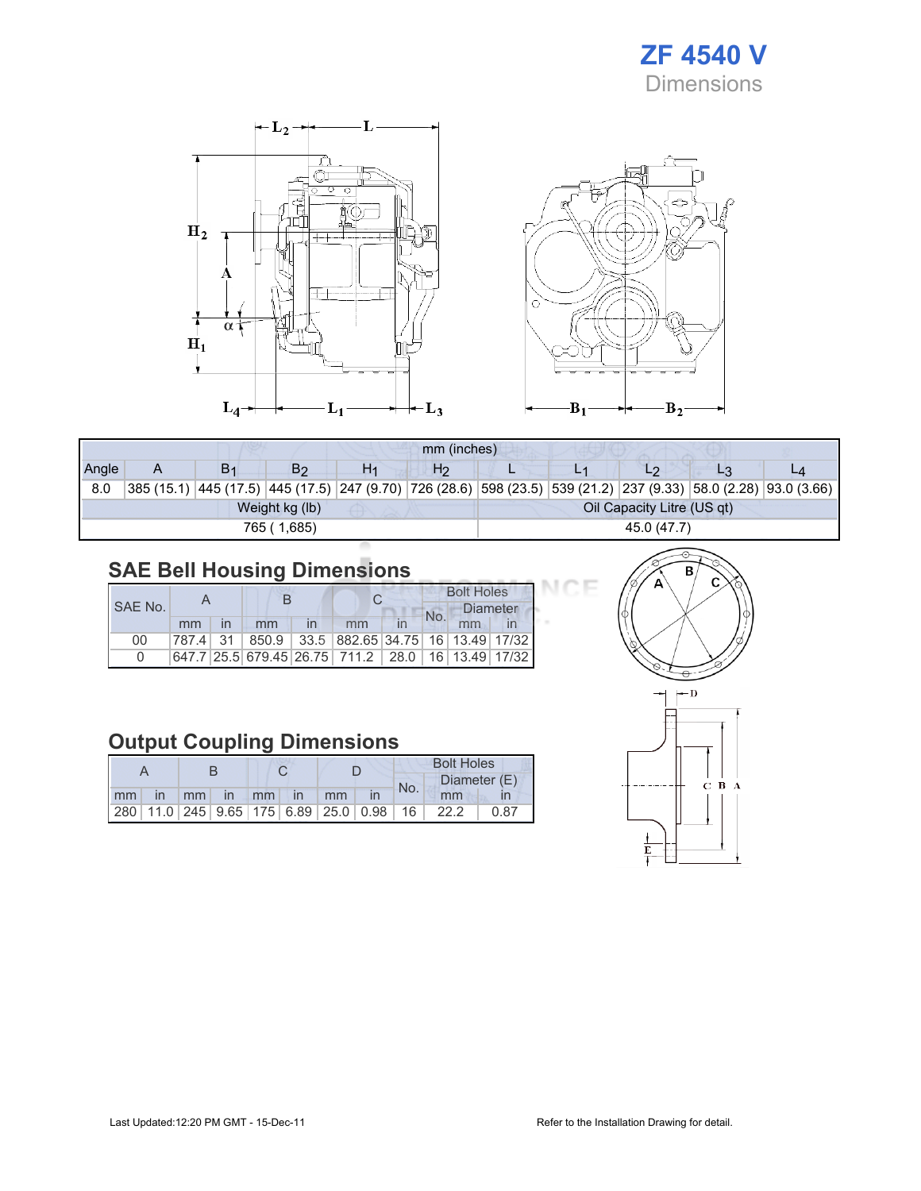# ZF 4540 V

## Dimensions

| mm (inches) | | | | | | | | | | |
|---|---|---|---|---|---|---|---|---|---|---|
| Angle | A | $B_1$ | $B_2$ | $H_1$ | $H_2$ | L | $L_1$ | $L_2$ | $L_3$ | $L_4$ |
| 8.0 | 385 (15.1) | 445 (17.5) | 445 (17.5) | 247 (9.70) | 726 (28.6) | 598 (23.5) | 539 (21.2) | 237 (9.33) | 58.0 (2.28) | 93.0 (3.66) |

| Weight kg (lb) | Oil Capacity Litre (US qt) |
|---|---|
| 765 ( 1,685) | 45.0 (47.7) |

## SAE Bell Housing Dimensions

| SAE No. | A | | B | | C | | Bolt Holes | | |
|---|---|---|---|---|---|---|---|---|---|
| | | | | | | | No. | Diameter | |
| | mm | in | mm | in | mm | in | | mm | in |
| 00 | 787.4 | 31 | 850.9 | 33.5 | 882.65 | 34.75 | 16 | 13.49 | 17/32 |
| 0 | 647.7 | 25.5 | 679.45 | 26.75 | 711.2 | 28.0 | 16 | 13.49 | 17/32 |

## Output Coupling Dimensions

| A | | B | | C | | D | | Bolt Holes | | |
|---|---|---|---|---|---|---|---|---|---|---|
| | | | | | | | | No. | Diameter (E) | |
| mm | in | mm | in | mm | in | mm | in | | mm | in |
| 280 | 11.0 | 245 | 9.65 | 175 | 6.89 | 25.0 | 0.98 | 16 | 22.2 | 0.87 |

Last Updated:12:20 PM GMT - 15-Dec-11

Refer to the Installation Drawing for detail.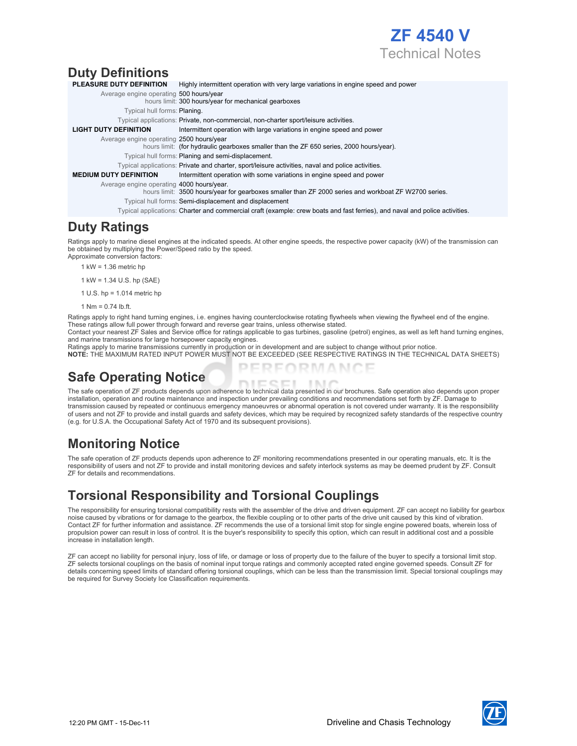# ZF 4540 V

Technical Notes

## Duty Definitions

| | |
|---|---|
| **PLEASURE DUTY DEFINITION** | Highly intermittent operation with very large variations in engine speed and power |
| Average engine operating hours limit: | 500 hours/year<br>300 hours/year for mechanical gearboxes |
| Typical hull forms: | Planing. |
| Typical applications: | Private, non-commercial, non-charter sport/leisure activities. |
| **LIGHT DUTY DEFINITION** | Intermittent operation with large variations in engine speed and power |
| Average engine operating hours limit: | 2500 hours/year<br>(for hydraulic gearboxes smaller than the ZF 650 series, 2000 hours/year). |
| Typical hull forms: | Planing and semi-displacement. |
| Typical applications: | Private and charter, sport/leisure activities, naval and police activities. |
| **MEDIUM DUTY DEFINITION** | Intermittent operation with some variations in engine speed and power |
| Average engine operating hours limit: | 4000 hours/year.<br>3500 hours/year for gearboxes smaller than ZF 2000 series and workboat ZF W2700 series. |
| Typical hull forms: | Semi-displacement and displacement |
| Typical applications: | Charter and commercial craft (example: crew boats and fast ferries), and naval and police activities. |

## Duty Ratings

Ratings apply to marine diesel engines at the indicated speeds. At other engine speeds, the respective power capacity (kW) of the transmission can be obtained by multiplying the Power/Speed ratio by the speed.
Approximate conversion factors:

1 kW = 1.36 metric hp

1 kW = 1.34 U.S. hp (SAE)

1 U.S. hp = 1.014 metric hp

1 Nm = 0.74 lb.ft.

Ratings apply to right hand turning engines, i.e. engines having counterclockwise rotating flywheels when viewing the flywheel end of the engine. These ratings allow full power through forward and reverse gear trains, unless otherwise stated.
Contact your nearest ZF Sales and Service office for ratings applicable to gas turbines, gasoline (petrol) engines, as well as left hand turning engines, and marine transmissions for large horsepower capacity engines.
Ratings apply to marine transmissions currently in production or in development and are subject to change without prior notice.
**NOTE:** THE MAXIMUM RATED INPUT POWER MUST NOT BE EXCEEDED (SEE RESPECTIVE RATINGS IN THE TECHNICAL DATA SHEETS)

## Safe Operating Notice

The safe operation of ZF products depends upon adherence to technical data presented in our brochures. Safe operation also depends upon proper installation, operation and routine maintenance and inspection under prevailing conditions and recommendations set forth by ZF. Damage to transmission caused by repeated or continuous emergency manoeuvres or abnormal operation is not covered under warranty. It is the responsibility of users and not ZF to provide and install guards and safety devices, which may be required by recognized safety standards of the respective country (e.g. for U.S.A. the Occupational Safety Act of 1970 and its subsequent provisions).

## Monitoring Notice

The safe operation of ZF products depends upon adherence to ZF monitoring recommendations presented in our operating manuals, etc. It is the responsibility of users and not ZF to provide and install monitoring devices and safety interlock systems as may be deemed prudent by ZF. Consult ZF for details and recommendations.

## Torsional Responsibility and Torsional Couplings

The responsibility for ensuring torsional compatibility rests with the assembler of the drive and driven equipment. ZF can accept no liability for gearbox noise caused by vibrations or for damage to the gearbox, the flexible coupling or to other parts of the drive unit caused by this kind of vibration. Contact ZF for further information and assistance. ZF recommends the use of a torsional limit stop for single engine powered boats, wherein loss of propulsion power can result in loss of control. It is the buyer's responsibility to specify this option, which can result in additional cost and a possible increase in installation length.

ZF can accept no liability for personal injury, loss of life, or damage or loss of property due to the failure of the buyer to specify a torsional limit stop. ZF selects torsional couplings on the basis of nominal input torque ratings and commonly accepted rated engine governed speeds. Consult ZF for details concerning speed limits of standard offering torsional couplings, which can be less than the transmission limit. Special torsional couplings may be required for Survey Society Ice Classification requirements.